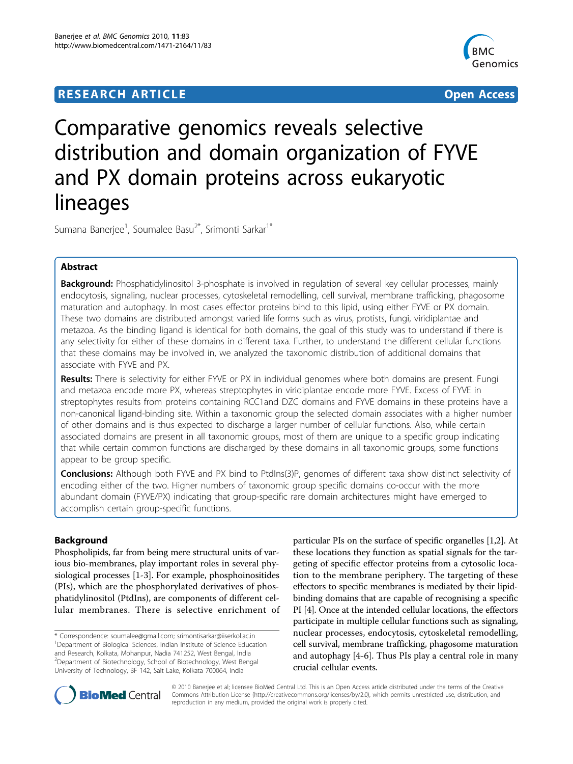RESEARCH ARTICLE **Open Access**

# Comparative genomics reveals selective distribution and domain organization of FYVE and PX domain proteins across eukaryotic lineages

Sumana Banerjee[1], Soumalee Basu[2*], Srimonti Sarkar[1*]

## Abstract

**Background:** Phosphatidylinositol 3-phosphate is involved in regulation of several key cellular processes, mainly endocytosis, signaling, nuclear processes, cytoskeletal remodelling, cell survival, membrane trafficking, phagosome maturation and autophagy. In most cases effector proteins bind to this lipid, using either FYVE or PX domain. These two domains are distributed amongst varied life forms such as virus, protists, fungi, viridiplantae and metazoa. As the binding ligand is identical for both domains, the goal of this study was to understand if there is any selectivity for either of these domains in different taxa. Further, to understand the different cellular functions that these domains may be involved in, we analyzed the taxonomic distribution of additional domains that associate with FYVE and PX.

**Results:** There is selectivity for either FYVE or PX in individual genomes where both domains are present. Fungi and metazoa encode more PX, whereas streptophytes in viridiplantae encode more FYVE. Excess of FYVE in streptophytes results from proteins containing RCC1and DZC domains and FYVE domains in these proteins have a non-canonical ligand-binding site. Within a taxonomic group the selected domain associates with a higher number of other domains and is thus expected to discharge a larger number of cellular functions. Also, while certain associated domains are present in all taxonomic groups, most of them are unique to a specific group indicating that while certain common functions are discharged by these domains in all taxonomic groups, some functions appear to be group specific.

**Conclusions:** Although both FYVE and PX bind to PtdIns(3)P, genomes of different taxa show distinct selectivity of encoding either of the two. Higher numbers of taxonomic group specific domains co-occur with the more abundant domain (FYVE/PX) indicating that group-specific rare domain architectures might have emerged to accomplish certain group-specific functions.

## Background

Phospholipids, far from being mere structural units of various bio-membranes, play important roles in several physiological processes [1-3]. For example, phosphoinositides (PIs), which are the phosphorylated derivatives of phosphatidylinositol (PtdIns), are components of different cellular membranes. There is selective enrichment of particular PIs on the surface of specific organelles [1,2]. At these locations they function as spatial signals for the targeting of specific effector proteins from a cytosolic location to the membrane periphery. The targeting of these effectors to specific membranes is mediated by their lipid-binding domains that are capable of recognising a specific PI [4]. Once at the intended cellular locations, the effectors participate in multiple cellular functions such as signaling, nuclear processes, endocytosis, cytoskeletal remodelling, cell survival, membrane trafficking, phagosome maturation and autophagy [4-6]. Thus PIs play a central role in many crucial cellular events.

\* Correspondence: soumalee@gmail.com; srimontisarkar@iiserkol.ac.in
[1]Department of Biological Sciences, Indian Institute of Science Education and Research, Kolkata, Mohanpur, Nadia 741252, West Bengal, India
[2]Department of Biotechnology, School of Biotechnology, West Bengal University of Technology, BF 142, Salt Lake, Kolkata 700064, India

© 2010 Banerjee et al; licensee BioMed Central Ltd. This is an Open Access article distributed under the terms of the Creative Commons Attribution License (http://creativecommons.org/licenses/by/2.0), which permits unrestricted use, distribution, and reproduction in any medium, provided the original work is properly cited.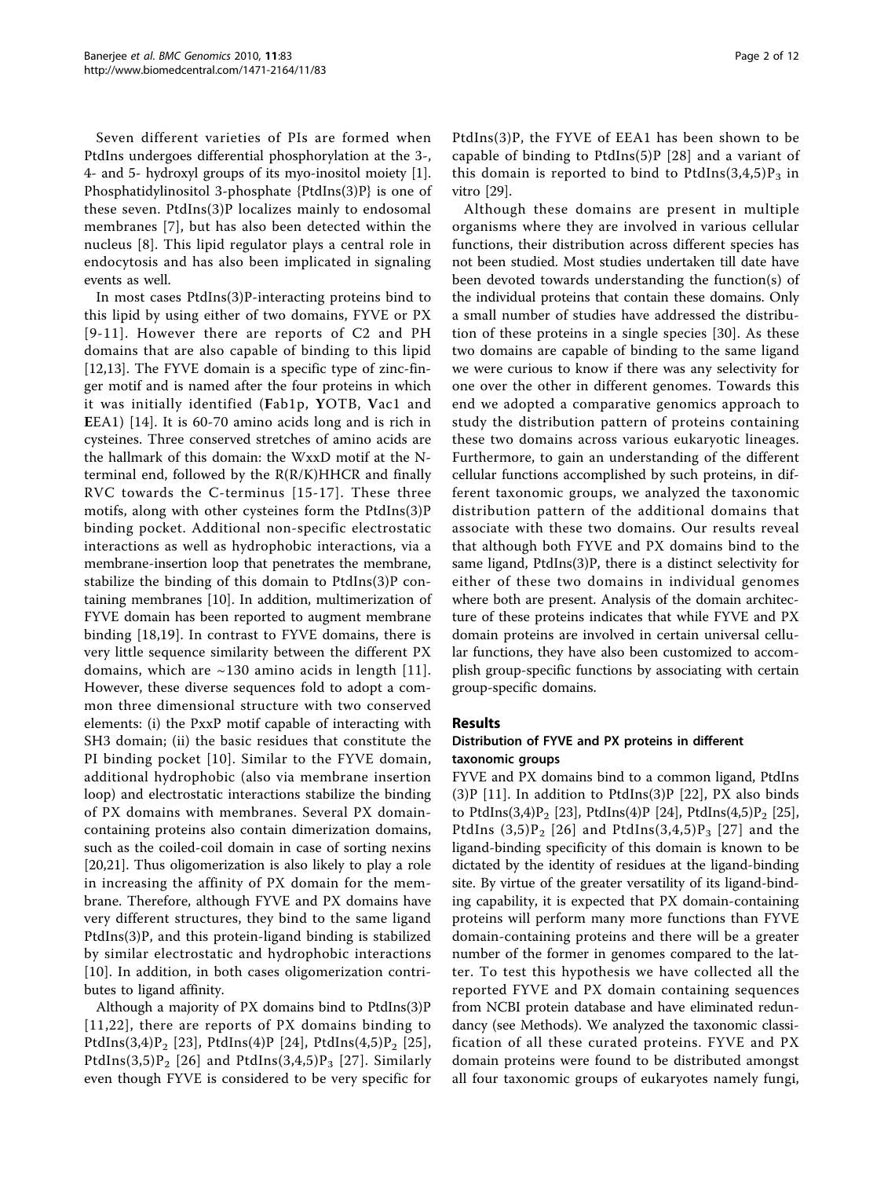Seven different varieties of PIs are formed when PtdIns undergoes differential phosphorylation at the 3-, 4- and 5- hydroxyl groups of its myo-inositol moiety [1]. Phosphatidylinositol 3-phosphate {PtdIns(3)P} is one of these seven. PtdIns(3)P localizes mainly to endosomal membranes [7], but has also been detected within the nucleus [8]. This lipid regulator plays a central role in endocytosis and has also been implicated in signaling events as well.

In most cases PtdIns(3)P-interacting proteins bind to this lipid by using either of two domains, FYVE or PX [9-11]. However there are reports of C2 and PH domains that are also capable of binding to this lipid [12,13]. The FYVE domain is a specific type of zinc-finger motif and is named after the four proteins in which it was initially identified (**F**ab1p, **Y**OTB, **V**ac1 and **E**EA1) [14]. It is 60-70 amino acids long and is rich in cysteines. Three conserved stretches of amino acids are the hallmark of this domain: the WxxD motif at the N-terminal end, followed by the R(R/K)HHCR and finally RVC towards the C-terminus [15-17]. These three motifs, along with other cysteines form the PtdIns(3)P binding pocket. Additional non-specific electrostatic interactions as well as hydrophobic interactions, via a membrane-insertion loop that penetrates the membrane, stabilize the binding of this domain to PtdIns(3)P containing membranes [10]. In addition, multimerization of FYVE domain has been reported to augment membrane binding [18,19]. In contrast to FYVE domains, there is very little sequence similarity between the different PX domains, which are ~130 amino acids in length [11]. However, these diverse sequences fold to adopt a common three dimensional structure with two conserved elements: (i) the PxxP motif capable of interacting with SH3 domain; (ii) the basic residues that constitute the PI binding pocket [10]. Similar to the FYVE domain, additional hydrophobic (also via membrane insertion loop) and electrostatic interactions stabilize the binding of PX domains with membranes. Several PX domain-containing proteins also contain dimerization domains, such as the coiled-coil domain in case of sorting nexins [20,21]. Thus oligomerization is also likely to play a role in increasing the affinity of PX domain for the membrane. Therefore, although FYVE and PX domains have very different structures, they bind to the same ligand PtdIns(3)P, and this protein-ligand binding is stabilized by similar electrostatic and hydrophobic interactions [10]. In addition, in both cases oligomerization contributes to ligand affinity.

Although a majority of PX domains bind to PtdIns(3)P [11,22], there are reports of PX domains binding to PtdIns(3,4)$P_2$ [23], PtdIns(4)P [24], PtdIns(4,5)$P_2$ [25], PtdIns(3,5)$P_2$ [26] and PtdIns(3,4,5)$P_3$ [27]. Similarly even though FYVE is considered to be very specific for PtdIns(3)P, the FYVE of EEA1 has been shown to be capable of binding to PtdIns(5)P [28] and a variant of this domain is reported to bind to PtdIns(3,4,5)$P_3$ in vitro [29].

Although these domains are present in multiple organisms where they are involved in various cellular functions, their distribution across different species has not been studied. Most studies undertaken till date have been devoted towards understanding the function(s) of the individual proteins that contain these domains. Only a small number of studies have addressed the distribution of these proteins in a single species [30]. As these two domains are capable of binding to the same ligand we were curious to know if there was any selectivity for one over the other in different genomes. Towards this end we adopted a comparative genomics approach to study the distribution pattern of proteins containing these two domains across various eukaryotic lineages. Furthermore, to gain an understanding of the different cellular functions accomplished by such proteins, in different taxonomic groups, we analyzed the taxonomic distribution pattern of the additional domains that associate with these two domains. Our results reveal that although both FYVE and PX domains bind to the same ligand, PtdIns(3)P, there is a distinct selectivity for either of these two domains in individual genomes where both are present. Analysis of the domain architecture of these proteins indicates that while FYVE and PX domain proteins are involved in certain universal cellular functions, they have also been customized to accomplish group-specific functions by associating with certain group-specific domains.

## Results

### Distribution of FYVE and PX proteins in different taxonomic groups

FYVE and PX domains bind to a common ligand, PtdIns(3)P [11]. In addition to PtdIns(3)P [22], PX also binds to PtdIns(3,4)$P_2$ [23], PtdIns(4)P [24], PtdIns(4,5)$P_2$ [25], PtdIns (3,5)$P_2$ [26] and PtdIns(3,4,5)$P_3$ [27] and the ligand-binding specificity of this domain is known to be dictated by the identity of residues at the ligand-binding site. By virtue of the greater versatility of its ligand-binding capability, it is expected that PX domain-containing proteins will perform many more functions than FYVE domain-containing proteins and there will be a greater number of the former in genomes compared to the latter. To test this hypothesis we have collected all the reported FYVE and PX domain containing sequences from NCBI protein database and have eliminated redundancy (see Methods). We analyzed the taxonomic classification of all these curated proteins. FYVE and PX domain proteins were found to be distributed amongst all four taxonomic groups of eukaryotes namely fungi,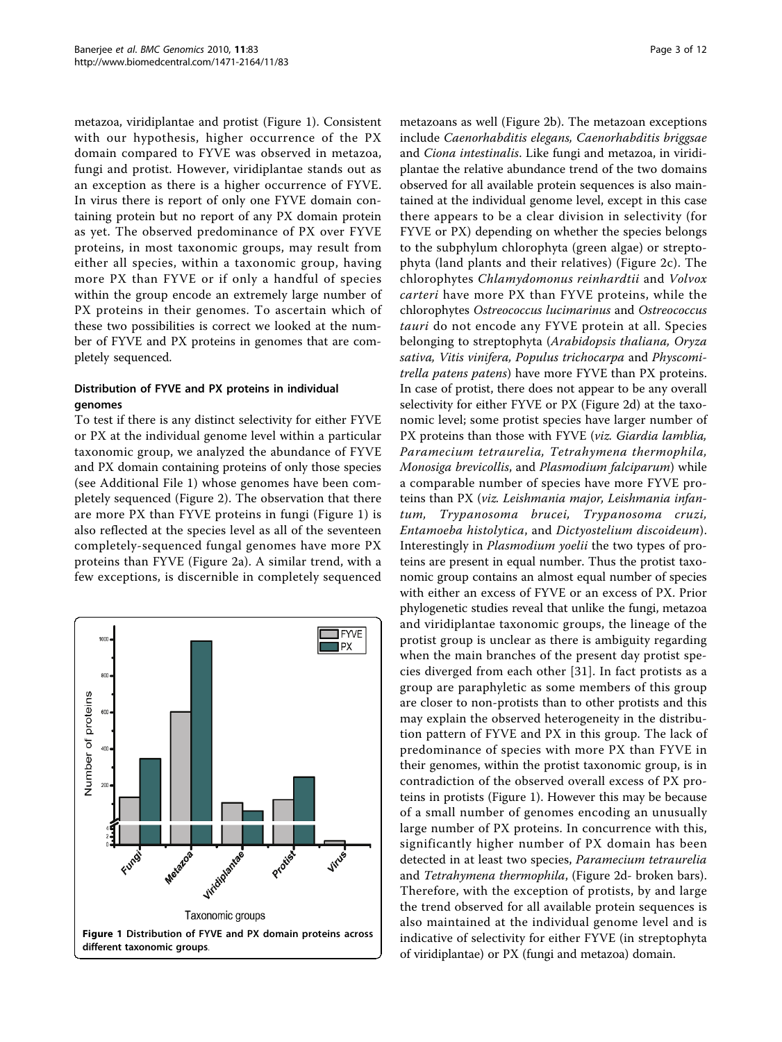metazoa, viridiplantae and protist (Figure 1). Consistent with our hypothesis, higher occurrence of the PX domain compared to FYVE was observed in metazoa, fungi and protist. However, viridiplantae stands out as an exception as there is a higher occurrence of FYVE. In virus there is report of only one FYVE domain containing protein but no report of any PX domain protein as yet. The observed predominance of PX over FYVE proteins, in most taxonomic groups, may result from either all species, within a taxonomic group, having more PX than FYVE or if only a handful of species within the group encode an extremely large number of PX proteins in their genomes. To ascertain which of these two possibilities is correct we looked at the number of FYVE and PX proteins in genomes that are completely sequenced.

### Distribution of FYVE and PX proteins in individual genomes

To test if there is any distinct selectivity for either FYVE or PX at the individual genome level within a particular taxonomic group, we analyzed the abundance of FYVE and PX domain containing proteins of only those species (see Additional File 1) whose genomes have been completely sequenced (Figure 2). The observation that there are more PX than FYVE proteins in fungi (Figure 1) is also reflected at the species level as all of the seventeen completely-sequenced fungal genomes have more PX proteins than FYVE (Figure 2a). A similar trend, with a few exceptions, is discernible in completely sequenced metazoans as well (Figure 2b). The metazoan exceptions include *Caenorhabditis elegans*, *Caenorhabditis briggsae* and *Ciona intestinalis*. Like fungi and metazoa, in viridiplantae the relative abundance trend of the two domains observed for all available protein sequences is also maintained at the individual genome level, except in this case there appears to be a clear division in selectivity (for FYVE or PX) depending on whether the species belongs to the subphylum chlorophyta (green algae) or streptophyta (land plants and their relatives) (Figure 2c). The chlorophytes *Chlamydomonus reinhardtii* and *Volvox carteri* have more PX than FYVE proteins, while the chlorophytes *Ostreococcus lucimarinus* and *Ostreococcus tauri* do not encode any FYVE protein at all. Species belonging to streptophyta (*Arabidopsis thaliana, Oryza sativa, Vitis vinifera, Populus trichocarpa* and *Physcomitrella patens patens*) have more FYVE than PX proteins. In case of protist, there does not appear to be any overall selectivity for either FYVE or PX (Figure 2d) at the taxonomic level; some protist species have larger number of PX proteins than those with FYVE (*viz. Giardia lamblia, Paramecium tetraurelia, Tetrahymena thermophila, Monosiga brevicollis*, and *Plasmodium falciparum*) while a comparable number of species have more FYVE proteins than PX (*viz. Leishmania major, Leishmania infantum, Trypanosoma brucei, Trypanosoma cruzi, Entamoeba histolytica*, and *Dictyostelium discoideum*). Interestingly in *Plasmodium yoelii* the two types of proteins are present in equal number. Thus the protist taxonomic group contains an almost equal number of species with either an excess of FYVE or an excess of PX. Prior phylogenetic studies reveal that unlike the fungi, metazoa and viridiplantae taxonomic groups, the lineage of the protist group is unclear as there is ambiguity regarding when the main branches of the present day protist species diverged from each other [31]. In fact protists as a group are paraphyletic as some members of this group are closer to non-protists than to other protists and this may explain the observed heterogeneity in the distribution pattern of FYVE and PX in this group. The lack of predominance of species with more PX than FYVE in their genomes, within the protist taxonomic group, is in contradiction of the observed overall excess of PX proteins in protists (Figure 1). However this may be because of a small number of genomes encoding an unusually large number of PX proteins. In concurrence with this, significantly higher number of PX domain has been detected in at least two species, *Paramecium tetraurelia* and *Tetrahymena thermophila*, (Figure 2d- broken bars). Therefore, with the exception of protists, by and large the trend observed for all available protein sequences is also maintained at the individual genome level and is indicative of selectivity for either FYVE (in streptophyta of viridiplantae) or PX (fungi and metazoa) domain.

**Figure 1 Distribution of FYVE and PX domain proteins across different taxonomic groups**.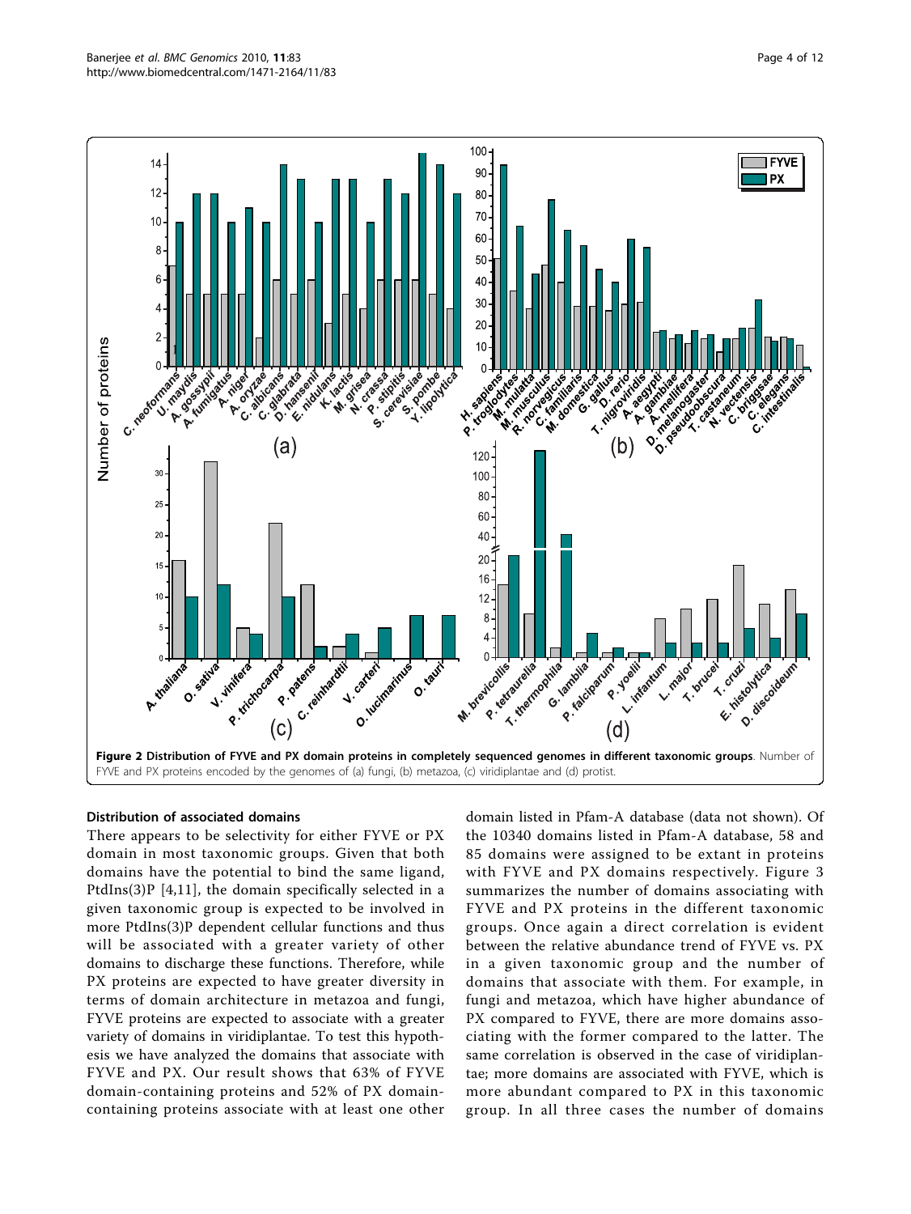**Figure 2 Distribution of FYVE and PX domain proteins in completely sequenced genomes in different taxonomic groups**. Number of FYVE and PX proteins encoded by the genomes of (a) fungi, (b) metazoa, (c) viridiplantae and (d) protist.

### Distribution of associated domains

There appears to be selectivity for either FYVE or PX domain in most taxonomic groups. Given that both domains have the potential to bind the same ligand, PtdIns(3)P [4,11], the domain specifically selected in a given taxonomic group is expected to be involved in more PtdIns(3)P dependent cellular functions and thus will be associated with a greater variety of other domains to discharge these functions. Therefore, while PX proteins are expected to have greater diversity in terms of domain architecture in metazoa and fungi, FYVE proteins are expected to associate with a greater variety of domains in viridiplantae. To test this hypothesis we have analyzed the domains that associate with FYVE and PX. Our result shows that 63% of FYVE domain-containing proteins and 52% of PX domain-containing proteins associate with at least one other domain listed in Pfam-A database (data not shown). Of the 10340 domains listed in Pfam-A database, 58 and 85 domains were assigned to be extant in proteins with FYVE and PX domains respectively. Figure 3 summarizes the number of domains associating with FYVE and PX proteins in the different taxonomic groups. Once again a direct correlation is evident between the relative abundance trend of FYVE vs. PX in a given taxonomic group and the number of domains that associate with them. For example, in fungi and metazoa, which have higher abundance of PX compared to FYVE, there are more domains associating with the former compared to the latter. The same correlation is observed in the case of viridiplantae; more domains are associated with FYVE, which is more abundant compared to PX in this taxonomic group. In all three cases the number of domains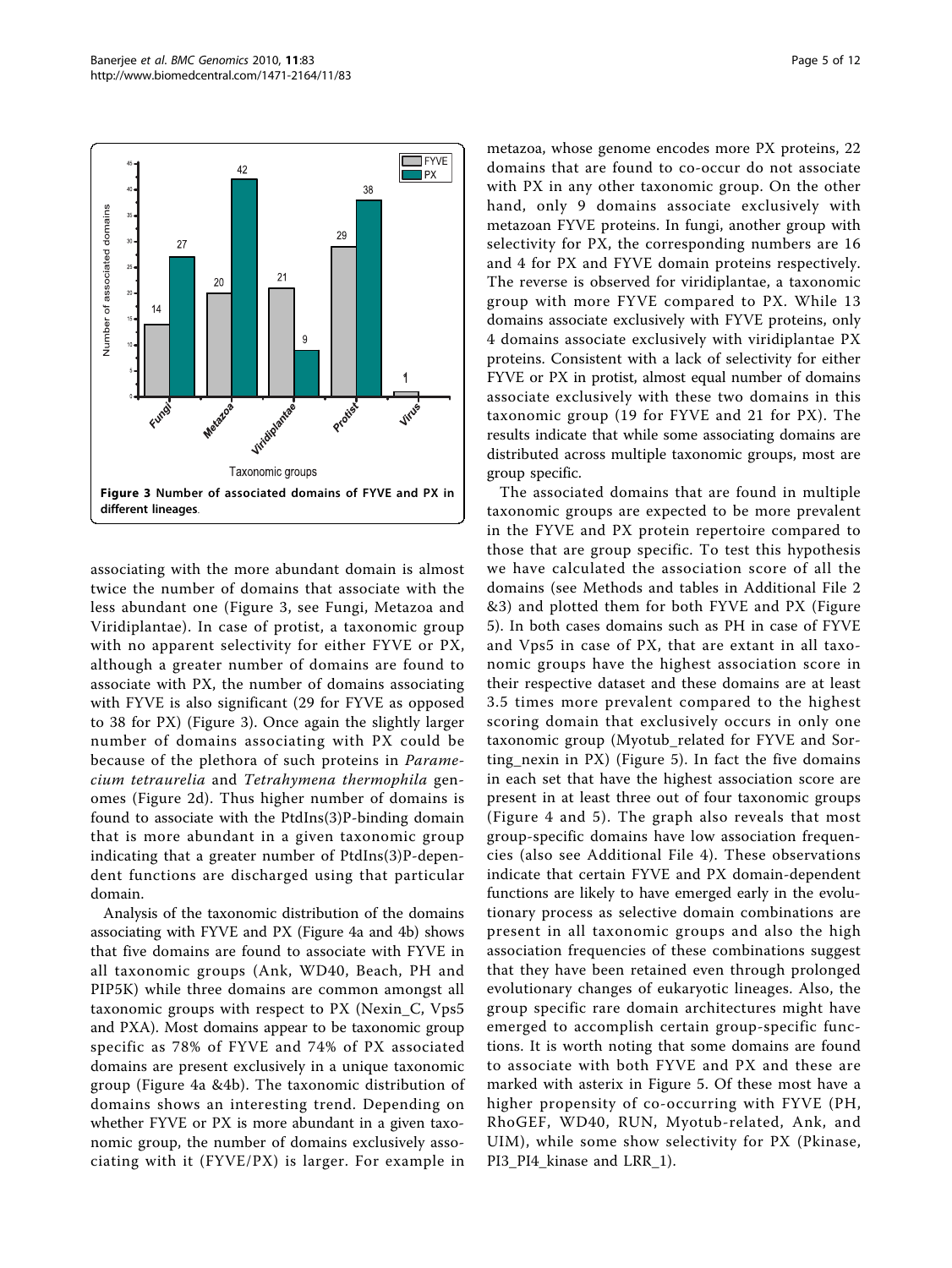Figure 3 Number of associated domains of FYVE and PX in different lineages.

associating with the more abundant domain is almost twice the number of domains that associate with the less abundant one (Figure 3, see Fungi, Metazoa and Viridiplantae). In case of protist, a taxonomic group with no apparent selectivity for either FYVE or PX, although a greater number of domains are found to associate with PX, the number of domains associating with FYVE is also significant (29 for FYVE as opposed to 38 for PX) (Figure 3). Once again the slightly larger number of domains associating with PX could be because of the plethora of such proteins in *Paramecium tetraurelia* and *Tetrahymena thermophila* genomes (Figure 2d). Thus higher number of domains is found to associate with the PtdIns(3)P-binding domain that is more abundant in a given taxonomic group indicating that a greater number of PtdIns(3)P-dependent functions are discharged using that particular domain.

Analysis of the taxonomic distribution of the domains associating with FYVE and PX (Figure 4a and 4b) shows that five domains are found to associate with FYVE in all taxonomic groups (Ank, WD40, Beach, PH and PIP5K) while three domains are common amongst all taxonomic groups with respect to PX (Nexin_C, Vps5 and PXA). Most domains appear to be taxonomic group specific as 78% of FYVE and 74% of PX associated domains are present exclusively in a unique taxonomic group (Figure 4a &4b). The taxonomic distribution of domains shows an interesting trend. Depending on whether FYVE or PX is more abundant in a given taxonomic group, the number of domains exclusively associating with it (FYVE/PX) is larger. For example in metazoa, whose genome encodes more PX proteins, 22 domains that are found to co-occur do not associate with PX in any other taxonomic group. On the other hand, only 9 domains associate exclusively with metazoan FYVE proteins. In fungi, another group with selectivity for PX, the corresponding numbers are 16 and 4 for PX and FYVE domain proteins respectively. The reverse is observed for viridiplantae, a taxonomic group with more FYVE compared to PX. While 13 domains associate exclusively with FYVE proteins, only 4 domains associate exclusively with viridiplantae PX proteins. Consistent with a lack of selectivity for either FYVE or PX in protist, almost equal number of domains associate exclusively with these two domains in this taxonomic group (19 for FYVE and 21 for PX). The results indicate that while some associating domains are distributed across multiple taxonomic groups, most are group specific.

The associated domains that are found in multiple taxonomic groups are expected to be more prevalent in the FYVE and PX protein repertoire compared to those that are group specific. To test this hypothesis we have calculated the association score of all the domains (see Methods and tables in Additional File 2 &3) and plotted them for both FYVE and PX (Figure 5). In both cases domains such as PH in case of FYVE and Vps5 in case of PX, that are extant in all taxonomic groups have the highest association score in their respective dataset and these domains are at least 3.5 times more prevalent compared to the highest scoring domain that exclusively occurs in only one taxonomic group (Myotub_related for FYVE and Sorting_nexin in PX) (Figure 5). In fact the five domains in each set that have the highest association score are present in at least three out of four taxonomic groups (Figure 4 and 5). The graph also reveals that most group-specific domains have low association frequencies (also see Additional File 4). These observations indicate that certain FYVE and PX domain-dependent functions are likely to have emerged early in the evolutionary process as selective domain combinations are present in all taxonomic groups and also the high association frequencies of these combinations suggest that they have been retained even through prolonged evolutionary changes of eukaryotic lineages. Also, the group specific rare domain architectures might have emerged to accomplish certain group-specific functions. It is worth noting that some domains are found to associate with both FYVE and PX and these are marked with asterix in Figure 5. Of these most have a higher propensity of co-occurring with FYVE (PH, RhoGEF, WD40, RUN, Myotub-related, Ank, and UIM), while some show selectivity for PX (Pkinase, PI3_PI4_kinase and LRR_1).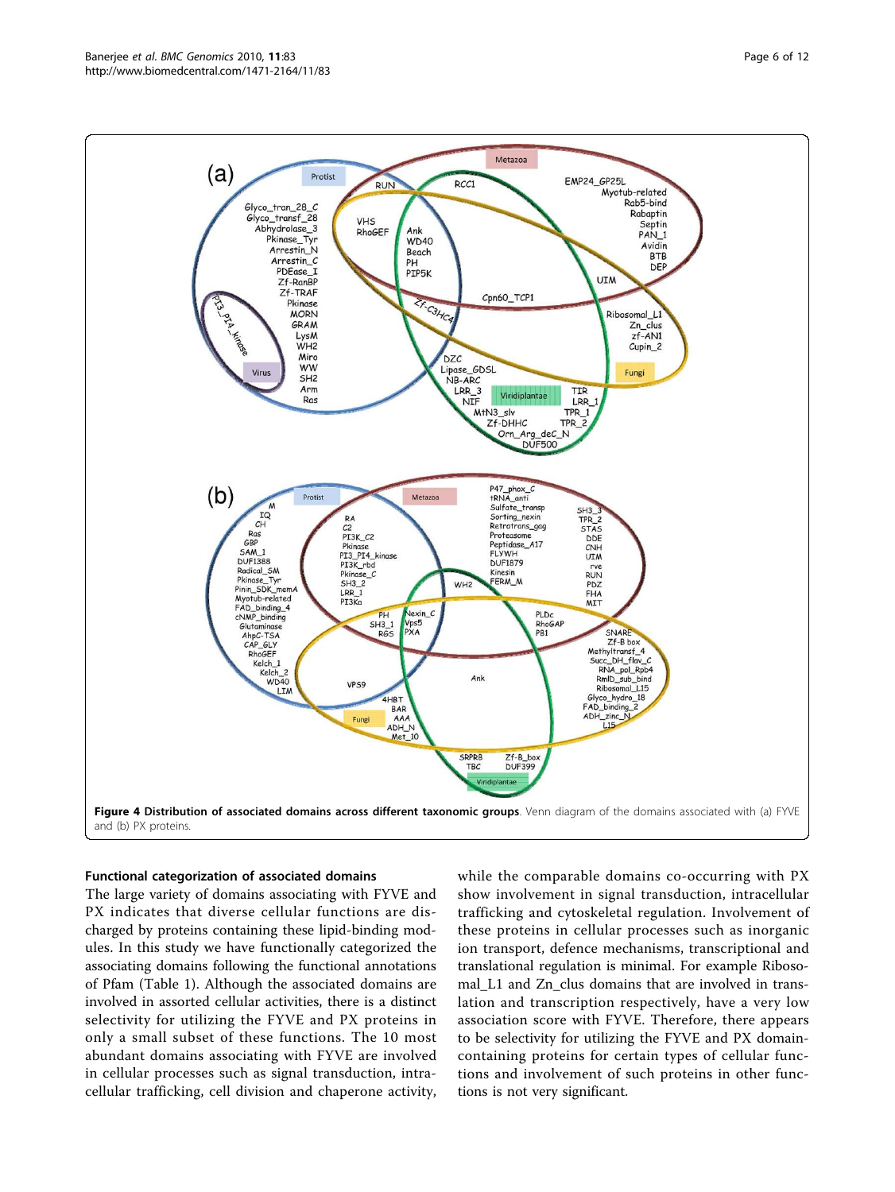Figure 4 **Distribution of associated domains across different taxonomic groups**. Venn diagram of the domains associated with (a) FYVE and (b) PX proteins.

### Functional categorization of associated domains

The large variety of domains associating with FYVE and PX indicates that diverse cellular functions are discharged by proteins containing these lipid-binding modules. In this study we have functionally categorized the associating domains following the functional annotations of Pfam (Table 1). Although the associated domains are involved in assorted cellular activities, there is a distinct selectivity for utilizing the FYVE and PX proteins in only a small subset of these functions. The 10 most abundant domains associating with FYVE are involved in cellular processes such as signal transduction, intracellular trafficking, cell division and chaperone activity, while the comparable domains co-occurring with PX show involvement in signal transduction, intracellular trafficking and cytoskeletal regulation. Involvement of these proteins in cellular processes such as inorganic ion transport, defence mechanisms, transcriptional and translational regulation is minimal. For example Ribosomal_L1 and Zn_clus domains that are involved in translation and transcription respectively, have a very low association score with FYVE. Therefore, there appears to be selectivity for utilizing the FYVE and PX domain-containing proteins for certain types of cellular functions and involvement of such proteins in other functions is not very significant.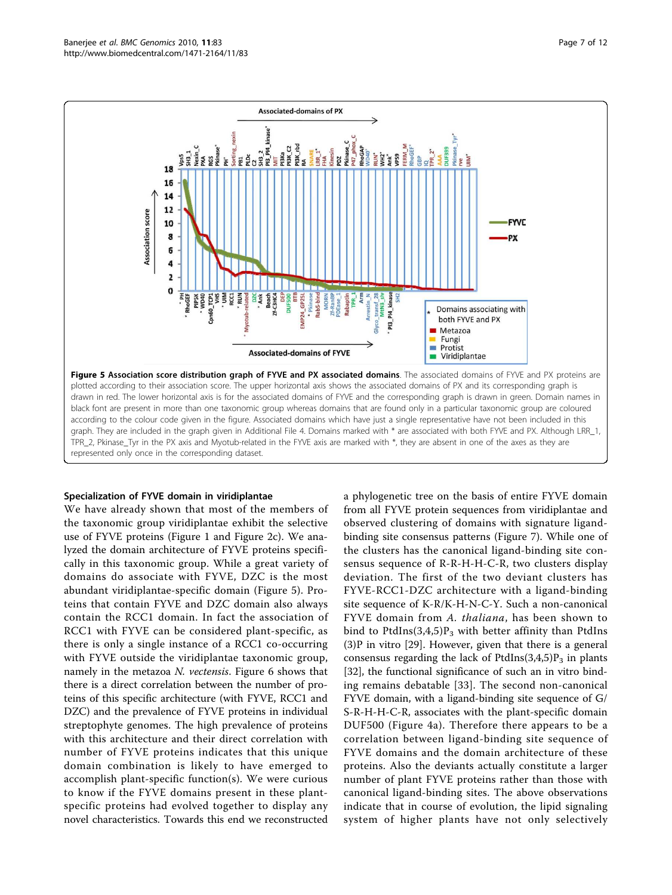**Figure 5 Association score distribution graph of FYVE and PX associated domains**. The associated domains of FYVE and PX proteins are plotted according to their association score. The upper horizontal axis shows the associated domains of PX and its corresponding graph is drawn in red. The lower horizontal axis is for the associated domains of FYVE and the corresponding graph is drawn in green. Domain names in black font are present in more than one taxonomic group whereas domains that are found only in a particular taxonomic group are coloured according to the colour code given in the figure. Associated domains which have just a single representative have not been included in this graph. They are included in the graph given in Additional File 4. Domains marked with * are associated with both FYVE and PX. Although LRR_1, TPR_2, Pkinase_Tyr in the PX axis and Myotub-related in the FYVE axis are marked with *, they are absent in one of the axes as they are represented only once in the corresponding dataset.

### Specialization of FYVE domain in viridiplantae

We have already shown that most of the members of the taxonomic group viridiplantae exhibit the selective use of FYVE proteins (Figure 1 and Figure 2c). We analyzed the domain architecture of FYVE proteins specifically in this taxonomic group. While a great variety of domains do associate with FYVE, DZC is the most abundant viridiplantae-specific domain (Figure 5). Proteins that contain FYVE and DZC domain also always contain the RCC1 domain. In fact the association of RCC1 with FYVE can be considered plant-specific, as there is only a single instance of a RCC1 co-occurring with FYVE outside the viridiplantae taxonomic group, namely in the metazoa *N. vectensis*. Figure 6 shows that there is a direct correlation between the number of proteins of this specific architecture (with FYVE, RCC1 and DZC) and the prevalence of FYVE proteins in individual streptophyte genomes. The high prevalence of proteins with this architecture and their direct correlation with number of FYVE proteins indicates that this unique domain combination is likely to have emerged to accomplish plant-specific function(s). We were curious to know if the FYVE domains present in these plant-specific proteins had evolved together to display any novel characteristics. Towards this end we reconstructed a phylogenetic tree on the basis of entire FYVE domain from all FYVE protein sequences from viridiplantae and observed clustering of domains with signature ligand-binding site consensus patterns (Figure 7). While one of the clusters has the canonical ligand-binding site consensus sequence of R-R-H-H-C-R, two clusters display deviation. The first of the two deviant clusters has FYVE-RCC1-DZC architecture with a ligand-binding site sequence of K-R/K-H-N-C-Y. Such a non-canonical FYVE domain from *A. thaliana*, has been shown to bind to PtdIns(3,4,5)$P_3$ with better affinity than PtdIns(3)P in vitro [29]. However, given that there is a general consensus regarding the lack of PtdIns(3,4,5)$P_3$ in plants [32], the functional significance of such an in vitro binding remains debatable [33]. The second non-canonical FYVE domain, with a ligand-binding site sequence of G/S-R-H-H-C-R, associates with the plant-specific domain DUF500 (Figure 4a). Therefore there appears to be a correlation between ligand-binding site sequence of FYVE domains and the domain architecture of these proteins. Also the deviants actually constitute a larger number of plant FYVE proteins rather than those with canonical ligand-binding sites. The above observations indicate that in course of evolution, the lipid signaling system of higher plants have not only selectively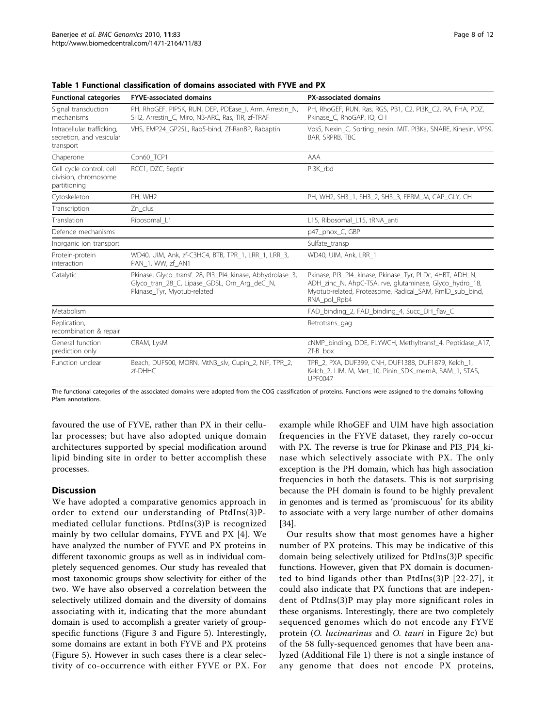**Table 1 Functional classification of domains associated with FYVE and PX**

| Functional categories | FYVE-associated domains | PX-associated domains |
| --- | --- | --- |
| Signal transduction mechanisms | PH, RhoGEF, PIP5K, RUN, DEP, PDEase_I, Arm, Arrestin_N, SH2, Arrestin_C, Miro, NB-ARC, Ras, TIR, zf-TRAF | PH, RhoGEF, RUN, Ras, RGS, PB1, C2, PI3K_C2, RA, FHA, PDZ, Pkinase_C, RhoGAP, IQ, CH |
| Intracellular trafficking, secretion, and vesicular transport | VHS, EMP24_GP25L, Rab5-bind, Zf-RanBP, Rabaptin | Vps5, Nexin_C, Sorting_nexin, MIT, PI3Ka, SNARE, Kinesin, VPS9, BAR, SRPRB, TBC |
| Chaperone | Cpn60_TCP1 | AAA |
| Cell cycle control, cell division, chromosome partitioning | RCC1, DZC, Septin | PI3K_rbd |
| Cytoskeleton | PH, WH2 | PH, WH2, SH3_1, SH3_2, SH3_3, FERM_M, CAP_GLY, CH |
| Transcription | Zn_clus | |
| Translation | Ribosomal_L1 | L15, Ribosomal_L15, tRNA_anti |
| Defence mechanisms | | p47_phox_C, GBP |
| Inorganic ion transport | | Sulfate_transp |
| Protein-protein interaction | WD40, UIM, Ank, zf-C3HC4, BTB, TPR_1, LRR_1, LRR_3, PAN_1, WW, zf_AN1 | WD40, UIM, Ank, LRR_1 |
| Catalytic | Pkinase, Glyco_transf_28, PI3_PI4_kinase, Abhydrolase_3, Glyco_tran_28_C, Lipase_GDSL, Orn_Arg_deC_N, Pkinase_Tyr, Myotub-related | Pkinase, PI3_PI4_kinase, Pkinase_Tyr, PLDc, 4HBT, ADH_N, ADH_zinc_N, AhpC-TSA, rve, glutaminase, Glyco_hydro_18, Myotub-related, Proteasome, Radical_SAM, RmlD_sub_bind, RNA_pol_Rpb4 |
| Metabolism | | FAD_binding_2, FAD_binding_4, Succ_DH_flav_C |
| Replication, recombination & repair | | Retrotrans_gag |
| General function prediction only | GRAM, LysM | cNMP_binding, DDE, FLYWCH, Methyltransf_4, Peptidase_A17, Zf-B_box |
| Function unclear | Beach, DUF500, MORN, MtN3_slv, Cupin_2, NIF, TPR_2, zf-DHHC | TPR_2, PXA, DUF399, CNH, DUF1388, DUF1879, Kelch_1, Kelch_2, LIM, M, Met_10, Pinin_SDK_memA, SAM_1, STAS, UPF0047 |

The functional categories of the associated domains were adopted from the COG classification of proteins. Functions were assigned to the domains following Pfam annotations.

favoured the use of FYVE, rather than PX in their cellular processes; but have also adopted unique domain architectures supported by special modification around lipid binding site in order to better accomplish these processes.

## Discussion

We have adopted a comparative genomics approach in order to extend our understanding of PtdIns(3)P-mediated cellular functions. PtdIns(3)P is recognized mainly by two cellular domains, FYVE and PX [4]. We have analyzed the number of FYVE and PX proteins in different taxonomic groups as well as in individual completely sequenced genomes. Our study has revealed that most taxonomic groups show selectivity for either of the two. We have also observed a correlation between the selectively utilized domain and the diversity of domains associating with it, indicating that the more abundant domain is used to accomplish a greater variety of group-specific functions (Figure 3 and Figure 5). Interestingly, some domains are extant in both FYVE and PX proteins (Figure 5). However in such cases there is a clear selectivity of co-occurrence with either FYVE or PX. For example while RhoGEF and UIM have high association frequencies in the FYVE dataset, they rarely co-occur with PX. The reverse is true for Pkinase and PI3_PI4_kinase which selectively associate with PX. The only exception is the PH domain, which has high association frequencies in both the datasets. This is not surprising because the PH domain is found to be highly prevalent in genomes and is termed as 'promiscuous' for its ability to associate with a very large number of other domains [34].

Our results show that most genomes have a higher number of PX proteins. This may be indicative of this domain being selectively utilized for PtdIns(3)P specific functions. However, given that PX domain is documented to bind ligands other than PtdIns(3)P [22-27], it could also indicate that PX functions that are independent of PtdIns(3)P may play more significant roles in these organisms. Interestingly, there are two completely sequenced genomes which do not encode any FYVE protein (*O. lucimarinus* and *O. tauri* in Figure 2c) but of the 58 fully-sequenced genomes that have been analyzed (Additional File 1) there is not a single instance of any genome that does not encode PX proteins,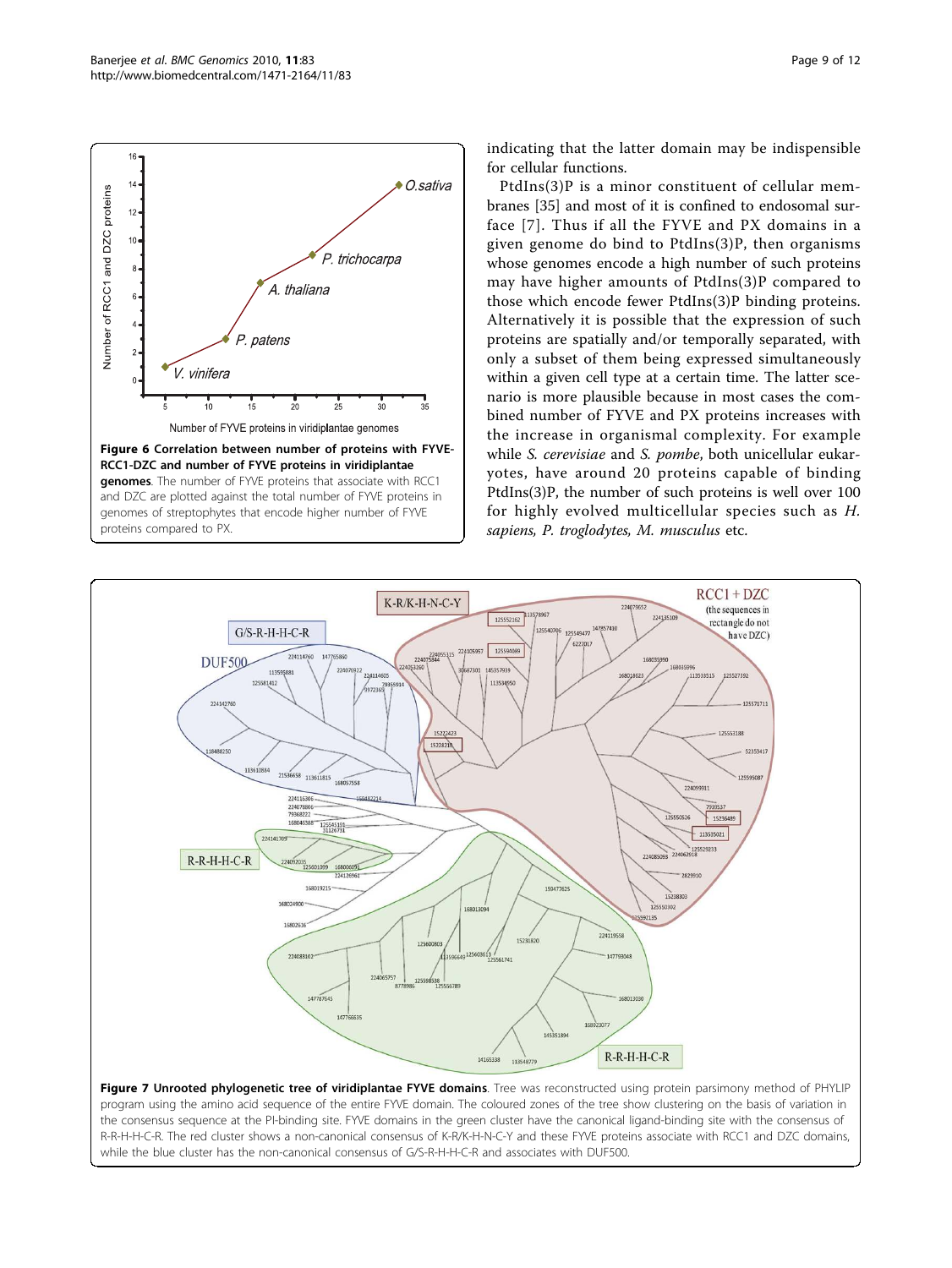**Figure 6 Correlation between number of proteins with FYVE-RCC1-DZC and number of FYVE proteins in viridiplantae genomes**. The number of FYVE proteins that associate with RCC1 and DZC are plotted against the total number of FYVE proteins in genomes of streptophytes that encode higher number of FYVE proteins compared to PX.

indicating that the latter domain may be indispensible for cellular functions.

PtdIns(3)P is a minor constituent of cellular membranes [35] and most of it is confined to endosomal surface [7]. Thus if all the FYVE and PX domains in a given genome do bind to PtdIns(3)P, then organisms whose genomes encode a high number of such proteins may have higher amounts of PtdIns(3)P compared to those which encode fewer PtdIns(3)P binding proteins. Alternatively it is possible that the expression of such proteins are spatially and/or temporally separated, with only a subset of them being expressed simultaneously within a given cell type at a certain time. The latter scenario is more plausible because in most cases the combined number of FYVE and PX proteins increases with the increase in organismal complexity. For example while *S. cerevisiae* and *S. pombe*, both unicellular eukaryotes, have around 20 proteins capable of binding PtdIns(3)P, the number of such proteins is well over 100 for highly evolved multicellular species such as *H. sapiens, P. troglodytes, M. musculus* etc.

**Figure 7 Unrooted phylogenetic tree of viridiplantae FYVE domains**. Tree was reconstructed using protein parsimony method of PHYLIP program using the amino acid sequence of the entire FYVE domain. The coloured zones of the tree show clustering on the basis of variation in the consensus sequence at the PI-binding site. FYVE domains in the green cluster have the canonical ligand-binding site with the consensus of R-R-H-H-C-R. The red cluster shows a non-canonical consensus of K-R/K-H-N-C-Y and these FYVE proteins associate with RCC1 and DZC domains, while the blue cluster has the non-canonical consensus of G/S-R-H-H-C-R and associates with DUF500.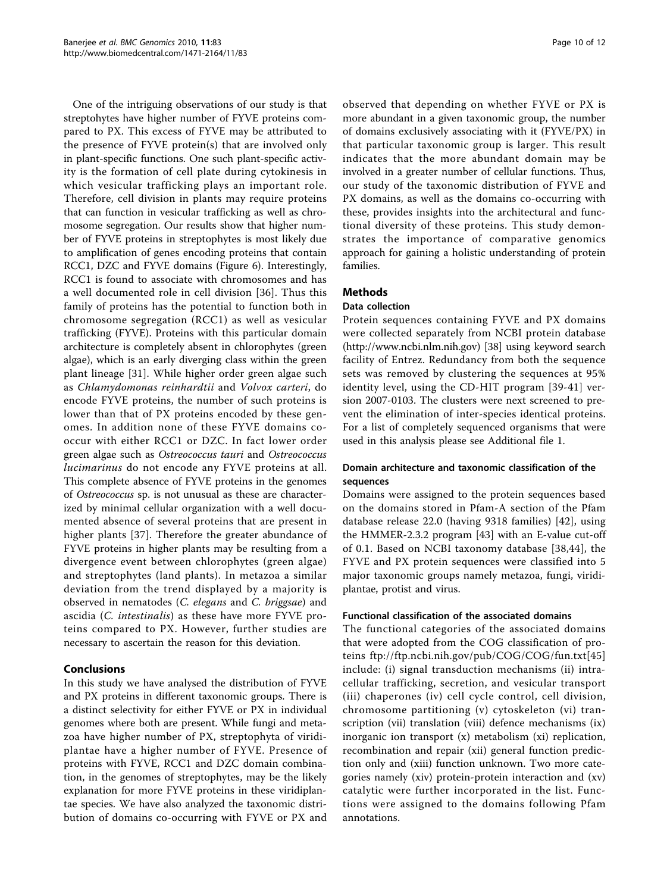One of the intriguing observations of our study is that streptohytes have higher number of FYVE proteins compared to PX. This excess of FYVE may be attributed to the presence of FYVE protein(s) that are involved only in plant-specific functions. One such plant-specific activity is the formation of cell plate during cytokinesis in which vesicular trafficking plays an important role. Therefore, cell division in plants may require proteins that can function in vesicular trafficking as well as chromosome segregation. Our results show that higher number of FYVE proteins in streptophytes is most likely due to amplification of genes encoding proteins that contain RCC1, DZC and FYVE domains (Figure 6). Interestingly, RCC1 is found to associate with chromosomes and has a well documented role in cell division [36]. Thus this family of proteins has the potential to function both in chromosome segregation (RCC1) as well as vesicular trafficking (FYVE). Proteins with this particular domain architecture is completely absent in chlorophytes (green algae), which is an early diverging class within the green plant lineage [31]. While higher order green algae such as *Chlamydomonas reinhardtii* and *Volvox carteri*, do encode FYVE proteins, the number of such proteins is lower than that of PX proteins encoded by these genomes. In addition none of these FYVE domains co-occur with either RCC1 or DZC. In fact lower order green algae such as *Ostreococcus tauri* and *Ostreococcus lucimarinus* do not encode any FYVE proteins at all. This complete absence of FYVE proteins in the genomes of *Ostreococcus* sp. is not unusual as these are characterized by minimal cellular organization with a well documented absence of several proteins that are present in higher plants [37]. Therefore the greater abundance of FYVE proteins in higher plants may be resulting from a divergence event between chlorophytes (green algae) and streptophytes (land plants). In metazoa a similar deviation from the trend displayed by a majority is observed in nematodes (*C. elegans* and *C. briggsae*) and ascidia (*C. intestinalis*) as these have more FYVE proteins compared to PX. However, further studies are necessary to ascertain the reason for this deviation.

## Conclusions

In this study we have analysed the distribution of FYVE and PX proteins in different taxonomic groups. There is a distinct selectivity for either FYVE or PX in individual genomes where both are present. While fungi and metazoa have higher number of PX, streptophyta of viridiplantae have a higher number of FYVE. Presence of proteins with FYVE, RCC1 and DZC domain combination, in the genomes of streptophytes, may be the likely explanation for more FYVE proteins in these viridiplantae species. We have also analyzed the taxonomic distribution of domains co-occurring with FYVE or PX and observed that depending on whether FYVE or PX is more abundant in a given taxonomic group, the number of domains exclusively associating with it (FYVE/PX) in that particular taxonomic group is larger. This result indicates that the more abundant domain may be involved in a greater number of cellular functions. Thus, our study of the taxonomic distribution of FYVE and PX domains, as well as the domains co-occurring with these, provides insights into the architectural and functional diversity of these proteins. This study demonstrates the importance of comparative genomics approach for gaining a holistic understanding of protein families.

## Methods

### Data collection

Protein sequences containing FYVE and PX domains were collected separately from NCBI protein database (http://www.ncbi.nlm.nih.gov) [38] using keyword search facility of Entrez. Redundancy from both the sequence sets was removed by clustering the sequences at 95% identity level, using the CD-HIT program [39-41] version 2007-0103. The clusters were next screened to prevent the elimination of inter-species identical proteins. For a list of completely sequenced organisms that were used in this analysis please see Additional file 1.

### Domain architecture and taxonomic classification of the sequences

Domains were assigned to the protein sequences based on the domains stored in Pfam-A section of the Pfam database release 22.0 (having 9318 families) [42], using the HMMER-2.3.2 program [43] with an E-value cut-off of 0.1. Based on NCBI taxonomy database [38,44], the FYVE and PX protein sequences were classified into 5 major taxonomic groups namely metazoa, fungi, viridiplantae, protist and virus.

### Functional classification of the associated domains

The functional categories of the associated domains that were adopted from the COG classification of proteins ftp://ftp.ncbi.nih.gov/pub/COG/COG/fun.txt[45] include: (i) signal transduction mechanisms (ii) intracellular trafficking, secretion, and vesicular transport (iii) chaperones (iv) cell cycle control, cell division, chromosome partitioning (v) cytoskeleton (vi) transcription (vii) translation (viii) defence mechanisms (ix) inorganic ion transport (x) metabolism (xi) replication, recombination and repair (xii) general function prediction only and (xiii) function unknown. Two more categories namely (xiv) protein-protein interaction and (xv) catalytic were further incorporated in the list. Functions were assigned to the domains following Pfam annotations.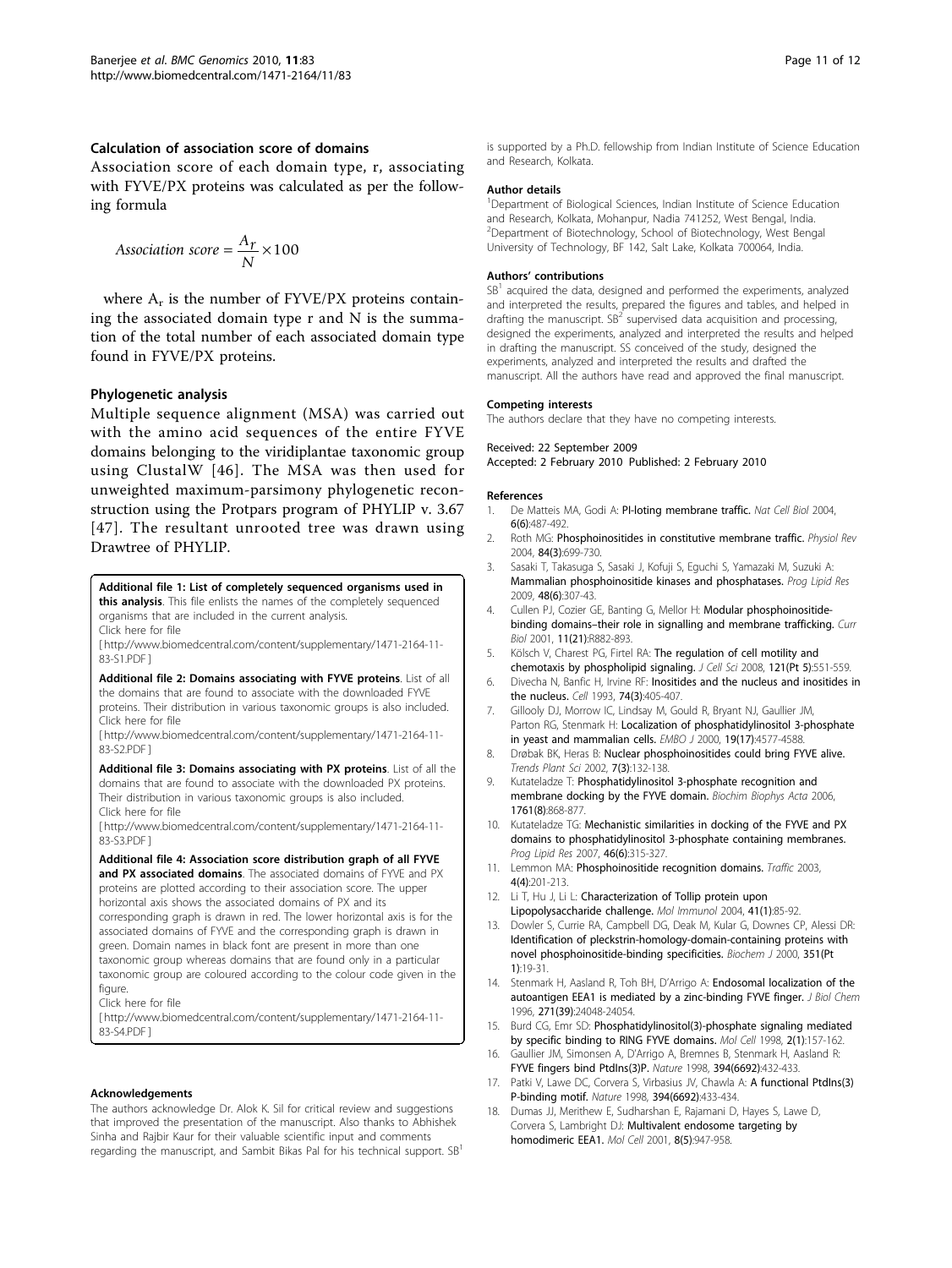### Calculation of association score of domains

Association score of each domain type, r, associating with FYVE/PX proteins was calculated as per the following formula

$$Association\ score = \frac{A_r}{N} \times 100$$

where $A_r$ is the number of FYVE/PX proteins containing the associated domain type r and N is the summation of the total number of each associated domain type found in FYVE/PX proteins.

### Phylogenetic analysis

Multiple sequence alignment (MSA) was carried out with the amino acid sequences of the entire FYVE domains belonging to the viridiplantae taxonomic group using ClustalW [46]. The MSA was then used for unweighted maximum-parsimony phylogenetic reconstruction using the Protpars program of PHYLIP v. 3.67 [47]. The resultant unrooted tree was drawn using Drawtree of PHYLIP.

**Additional file 1: List of completely sequenced organisms used in this analysis**. This file enlists the names of the completely sequenced organisms that are included in the current analysis.
Click here for file
[ http://www.biomedcentral.com/content/supplementary/1471-2164-11-83-S1.PDF ]

**Additional file 2: Domains associating with FYVE proteins**. List of all the domains that are found to associate with the downloaded FYVE proteins. Their distribution in various taxonomic groups is also included.
Click here for file
[ http://www.biomedcentral.com/content/supplementary/1471-2164-11-83-S2.PDF ]

**Additional file 3: Domains associating with PX proteins**. List of all the domains that are found to associate with the downloaded PX proteins. Their distribution in various taxonomic groups is also included.
Click here for file
[ http://www.biomedcentral.com/content/supplementary/1471-2164-11-83-S3.PDF ]

**Additional file 4: Association score distribution graph of all FYVE and PX associated domains**. The associated domains of FYVE and PX proteins are plotted according to their association score. The upper horizontal axis shows the associated domains of PX and its corresponding graph is drawn in red. The lower horizontal axis is for the associated domains of FYVE and the corresponding graph is drawn in green. Domain names in black font are present in more than one taxonomic group whereas domains that are found only in a particular taxonomic group are coloured according to the colour code given in the figure.
Click here for file
[ http://www.biomedcentral.com/content/supplementary/1471-2164-11-83-S4.PDF ]

### Acknowledgements

The authors acknowledge Dr. Alok K. Sil for critical review and suggestions that improved the presentation of the manuscript. Also thanks to Abhishek Sinha and Rajbir Kaur for their valuable scientific input and comments regarding the manuscript, and Sambit Bikas Pal for his technical support. SB[1] is supported by a Ph.D. fellowship from Indian Institute of Science Education and Research, Kolkata.

### Author details

[1]Department of Biological Sciences, Indian Institute of Science Education and Research, Kolkata, Mohanpur, Nadia 741252, West Bengal, India. [2]Department of Biotechnology, School of Biotechnology, West Bengal University of Technology, BF 142, Salt Lake, Kolkata 700064, India.

### Authors' contributions

SB[1] acquired the data, designed and performed the experiments, analyzed and interpreted the results, prepared the figures and tables, and helped in drafting the manuscript. SB[2] supervised data acquisition and processing, designed the experiments, analyzed and interpreted the results and helped in drafting the manuscript. SS conceived of the study, designed the experiments, analyzed and interpreted the results and drafted the manuscript. All the authors have read and approved the final manuscript.

### Competing interests

The authors declare that they have no competing interests.

Received: 22 September 2009
Accepted: 2 February 2010 Published: 2 February 2010

### References

1. De Matteis MA, Godi A: **PI-loting membrane traffic.** *Nat Cell Biol* 2004, **6(6)**:487-492.
2. Roth MG: **Phosphoinositides in constitutive membrane traffic.** *Physiol Rev* 2004, **84(3)**:699-730.
3. Sasaki T, Takasuga S, Sasaki J, Kofuji S, Eguchi S, Yamazaki M, Suzuki A: **Mammalian phosphoinositide kinases and phosphatases.** *Prog Lipid Res* 2009, **48(6)**:307-43.
4. Cullen PJ, Cozier GE, Banting G, Mellor H: **Modular phosphoinositide-binding domains–their role in signalling and membrane trafficking.** *Curr Biol* 2001, **11(21)**:R882-893.
5. Kölsch V, Charest PG, Firtel RA: **The regulation of cell motility and chemotaxis by phospholipid signaling.** *J Cell Sci* 2008, **121(Pt 5)**:551-559.
6. Divecha N, Banfic H, Irvine RF: **Inositides and the nucleus and inositides in the nucleus.** *Cell* 1993, **74(3)**:405-407.
7. Gillooly DJ, Morrow IC, Lindsay M, Gould R, Bryant NJ, Gaullier JM, Parton RG, Stenmark H: **Localization of phosphatidylinositol 3-phosphate in yeast and mammalian cells.** *EMBO J* 2000, **19(17)**:4577-4588.
8. Drøbak BK, Heras B: **Nuclear phosphoinositides could bring FYVE alive.** *Trends Plant Sci* 2002, **7(3)**:132-138.
9. Kutateladze T: **Phosphatidylinositol 3-phosphate recognition and membrane docking by the FYVE domain.** *Biochim Biophys Acta* 2006, **1761(8)**:868-877.
10. Kutateladze TG: **Mechanistic similarities in docking of the FYVE and PX domains to phosphatidylinositol 3-phosphate containing membranes.** *Prog Lipid Res* 2007, **46(6)**:315-327.
11. Lemmon MA: **Phosphoinositide recognition domains.** *Traffic* 2003, **4(4)**:201-213.
12. Li T, Hu J, Li L: **Characterization of Tollip protein upon Lipopolysaccharide challenge.** *Mol Immunol* 2004, **41(1)**:85-92.
13. Dowler S, Currie RA, Campbell DG, Deak M, Kular G, Downes CP, Alessi DR: **Identification of pleckstrin-homology-domain-containing proteins with novel phosphoinositide-binding specificities.** *Biochem J* 2000, **351(Pt 1)**:19-31.
14. Stenmark H, Aasland R, Toh BH, D'Arrigo A: **Endosomal localization of the autoantigen EEA1 is mediated by a zinc-binding FYVE finger.** *J Biol Chem* 1996, **271(39)**:24048-24054.
15. Burd CG, Emr SD: **Phosphatidylinositol(3)-phosphate signaling mediated by specific binding to RING FYVE domains.** *Mol Cell* 1998, **2(1)**:157-162.
16. Gaullier JM, Simonsen A, D'Arrigo A, Bremnes B, Stenmark H, Aasland R: **FYVE fingers bind PtdIns(3)P.** *Nature* 1998, **394(6692)**:432-433.
17. Patki V, Lawe DC, Corvera S, Virbasius JV, Chawla A: **A functional PtdIns(3)P-binding motif.** *Nature* 1998, **394(6692)**:433-434.
18. Dumas JJ, Merithew E, Sudharshan E, Rajamani D, Hayes S, Lawe D, Corvera S, Lambright DJ: **Multivalent endosome targeting by homodimeric EEA1.** *Mol Cell* 2001, **8(5)**:947-958.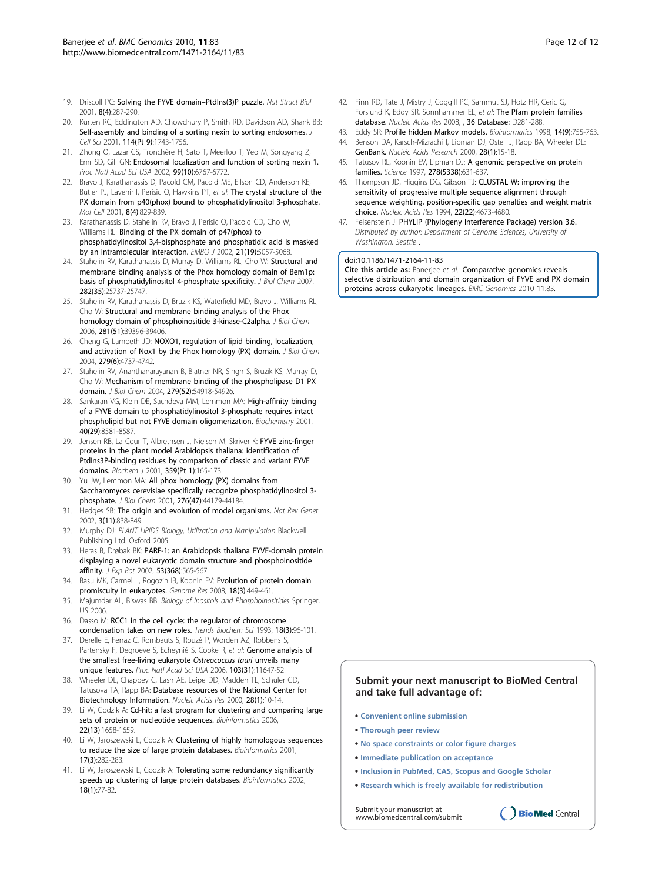19. Driscoll PC: **Solving the FYVE domain–PtdIns(3)P puzzle.** *Nat Struct Biol* 2001, **8(4)**:287-290.
20. Kurten RC, Eddington AD, Chowdhury P, Smith RD, Davidson AD, Shank BB: **Self-assembly and binding of a sorting nexin to sorting endosomes.** *J Cell Sci* 2001, **114(Pt 9)**:1743-1756.
21. Zhong Q, Lazar CS, Tronchère H, Sato T, Meerloo T, Yeo M, Songyang Z, Emr SD, Gill GN: **Endosomal localization and function of sorting nexin 1.** *Proc Natl Acad Sci USA* 2002, **99(10)**:6767-6772.
22. Bravo J, Karathanassis D, Pacold CM, Pacold ME, Ellson CD, Anderson KE, Butler PJ, Lavenir I, Perisic O, Hawkins PT, *et al*: **The crystal structure of the PX domain from p40(phox) bound to phosphatidylinositol 3-phosphate.** *Mol Cell* 2001, **8(4)**:829-839.
23. Karathanassis D, Stahelin RV, Bravo J, Perisic O, Pacold CD, Cho W, Williams RL: **Binding of the PX domain of p47(phox) to phosphatidylinositol 3,4-bisphosphate and phosphatidic acid is masked by an intramolecular interaction.** *EMBO J* 2002, **21(19)**:5057-5068.
24. Stahelin RV, Karathanassis D, Murray D, Williams RL, Cho W: **Structural and membrane binding analysis of the Phox homology domain of Bem1p: basis of phosphatidylinositol 4-phosphate specificity.** *J Biol Chem* 2007, **282(35)**:25737-25747.
25. Stahelin RV, Karathanassis D, Bruzik KS, Waterfield MD, Bravo J, Williams RL, Cho W: **Structural and membrane binding analysis of the Phox homology domain of phosphoinositide 3-kinase-C2alpha.** *J Biol Chem* 2006, **281(51)**:39396-39406.
26. Cheng G, Lambeth JD: **NOXO1, regulation of lipid binding, localization, and activation of Nox1 by the Phox homology (PX) domain.** *J Biol Chem* 2004, **279(6)**:4737-4742.
27. Stahelin RV, Ananthanarayanan B, Blatner NR, Singh S, Bruzik KS, Murray D, Cho W: **Mechanism of membrane binding of the phospholipase D1 PX domain.** *J Biol Chem* 2004, **279(52)**:54918-54926.
28. Sankaran VG, Klein DE, Sachdeva MM, Lemmon MA: **High-affinity binding of a FYVE domain to phosphatidylinositol 3-phosphate requires intact phospholipid but not FYVE domain oligomerization.** *Biochemistry* 2001, **40(29)**:8581-8587.
29. Jensen RB, La Cour T, Albrethsen J, Nielsen M, Skriver K: **FYVE zinc-finger proteins in the plant model Arabidopsis thaliana: identification of PtdIns3P-binding residues by comparison of classic and variant FYVE domains.** *Biochem J* 2001, **359(Pt 1)**:165-173.
30. Yu JW, Lemmon MA: **All phox homology (PX) domains from Saccharomyces cerevisiae specifically recognize phosphatidylinositol 3-phosphate.** *J Biol Chem* 2001, **276(47)**:44179-44184.
31. Hedges SB: **The origin and evolution of model organisms.** *Nat Rev Genet* 2002, **3(11)**:838-849.
32. Murphy DJ: *PLANT LIPIDS Biology, Utilization and Manipulation* Blackwell Publishing Ltd. Oxford 2005.
33. Heras B, Drøbak BK: **PARF-1: an Arabidopsis thaliana FYVE-domain protein displaying a novel eukaryotic domain structure and phosphoinositide affinity.** *J Exp Bot* 2002, **53(368)**:565-567.
34. Basu MK, Carmel L, Rogozin IB, Koonin EV: **Evolution of protein domain promiscuity in eukaryotes.** *Genome Res* 2008, **18(3)**:449-461.
35. Majumdar AL, Biswas BB: *Biology of Inositols and Phosphoinositides* Springer, US 2006.
36. Dasso M: **RCC1 in the cell cycle: the regulator of chromosome condensation takes on new roles.** *Trends Biochem Sci* 1993, **18(3)**:96-101.
37. Derelle E, Ferraz C, Rombauts S, Rouzé P, Worden AZ, Robbens S, Partensky F, Degroeve S, Echeynié S, Cooke R, *et al*: **Genome analysis of the smallest free-living eukaryote *Ostreococcus tauri* unveils many unique features.** *Proc Natl Acad Sci USA* 2006, **103(31)**:11647-52.
38. Wheeler DL, Chappey C, Lash AE, Leipe DD, Madden TL, Schuler GD, Tatusova TA, Rapp BA: **Database resources of the National Center for Biotechnology Information.** *Nucleic Acids Res* 2000, **28(1)**:10-14.
39. Li W, Godzik A: **Cd-hit: a fast program for clustering and comparing large sets of protein or nucleotide sequences.** *Bioinformatics* 2006, **22(13)**:1658-1659.
40. Li W, Jaroszewski L, Godzik A: **Clustering of highly homologous sequences to reduce the size of large protein databases.** *Bioinformatics* 2001, **17(3)**:282-283.
41. Li W, Jaroszewski L, Godzik A: **Tolerating some redundancy significantly speeds up clustering of large protein databases.** *Bioinformatics* 2002, **18(1)**:77-82.
42. Finn RD, Tate J, Mistry J, Coggill PC, Sammut SJ, Hotz HR, Ceric G, Forslund K, Eddy SR, Sonnhammer EL, *et al*: **The Pfam protein families database.** *Nucleic Acids Res* 2008, , **36 Database**: D281-288.
43. Eddy SR: **Profile hidden Markov models.** *Bioinformatics* 1998, **14(9)**:755-763.
44. Benson DA, Karsch-Mizrachi I, Lipman DJ, Ostell J, Rapp BA, Wheeler DL: **GenBank.** *Nucleic Acids Research* 2000, **28(1)**:15-18.
45. Tatusov RL, Koonin EV, Lipman DJ: **A genomic perspective on protein families.** *Science* 1997, **278(5338)**:631-637.
46. Thompson JD, Higgins DG, Gibson TJ: **CLUSTAL W: improving the sensitivity of progressive multiple sequence alignment through sequence weighting, position-specific gap penalties and weight matrix choice.** *Nucleic Acids Res* 1994, **22(22)**:4673-4680.
47. Felsenstein J: **PHYLIP (Phylogeny Interference Package) version 3.6.** *Distributed by author: Department of Genome Sciences, University of Washington, Seattle* .

doi:10.1186/1471-2164-11-83
**Cite this article as:** Banerjee *et al.*: Comparative genomics reveals selective distribution and domain organization of FYVE and PX domain proteins across eukaryotic lineages. *BMC Genomics* 2010 **11**:83.

**Submit your next manuscript to BioMed Central and take full advantage of:**

- **Convenient online submission**
- **Thorough peer review**
- **No space constraints or color figure charges**
- **Immediate publication on acceptance**
- **Inclusion in PubMed, CAS, Scopus and Google Scholar**
- **Research which is freely available for redistribution**

Submit your manuscript at
www.biomedcentral.com/submit

BioMed Central